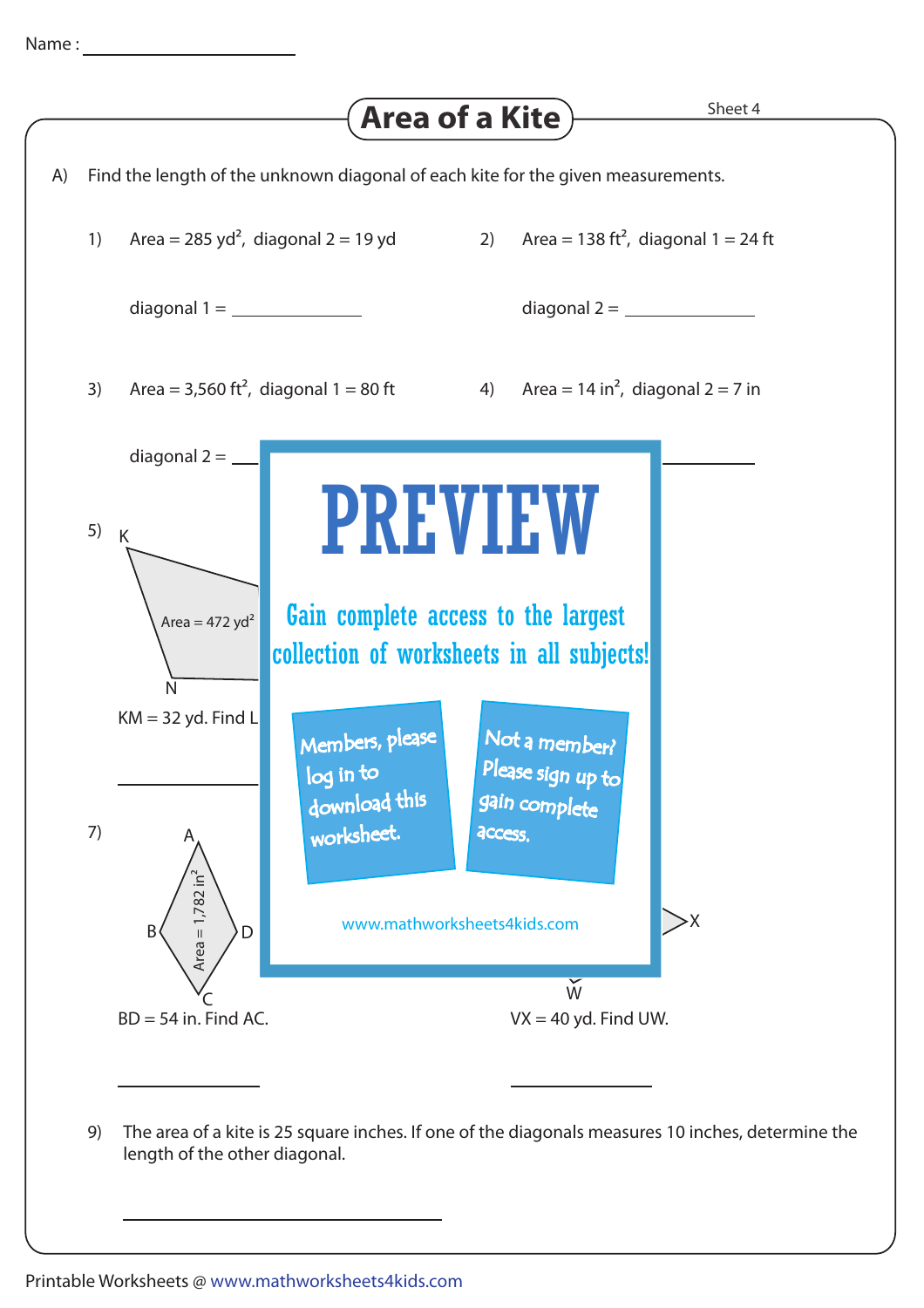Name : ____________________

# Area of a Kite

Sheet 4

A) Find the length of the unknown diagonal of each kite for the given measurements.

1) Area = 285 $yd^2$, diagonal 2 = 19 yd

diagonal 1 = ______________

2) Area = 138 $ft^2$, diagonal 1 = 24 ft

diagonal 2 = ______________

3) Area = 3,560 $ft^2$, diagonal 1 = 80 ft

diagonal 2 = ______________

4) Area = 14 $in^2$, diagonal 2 = 7 in

______________

5) K

Area = 472 $yd^2$

N

KM = 32 yd. Find L

______________

PREVIEW

Gain complete access to the largest collection of worksheets in all subjects!

Members, please log in to download this worksheet.

Not a member? Please sign up to gain complete access.

www.mathworksheets4kids.com

7) A

B

Area = 1,782 $in^2$

D

C

BD = 54 in. Find AC.

______________

X

W

VX = 40 yd. Find UW.

______________

9) The area of a kite is 25 square inches. If one of the diagonals measures 10 inches, determine the length of the other diagonal.

______________

Printable Worksheets @ www.mathworksheets4kids.com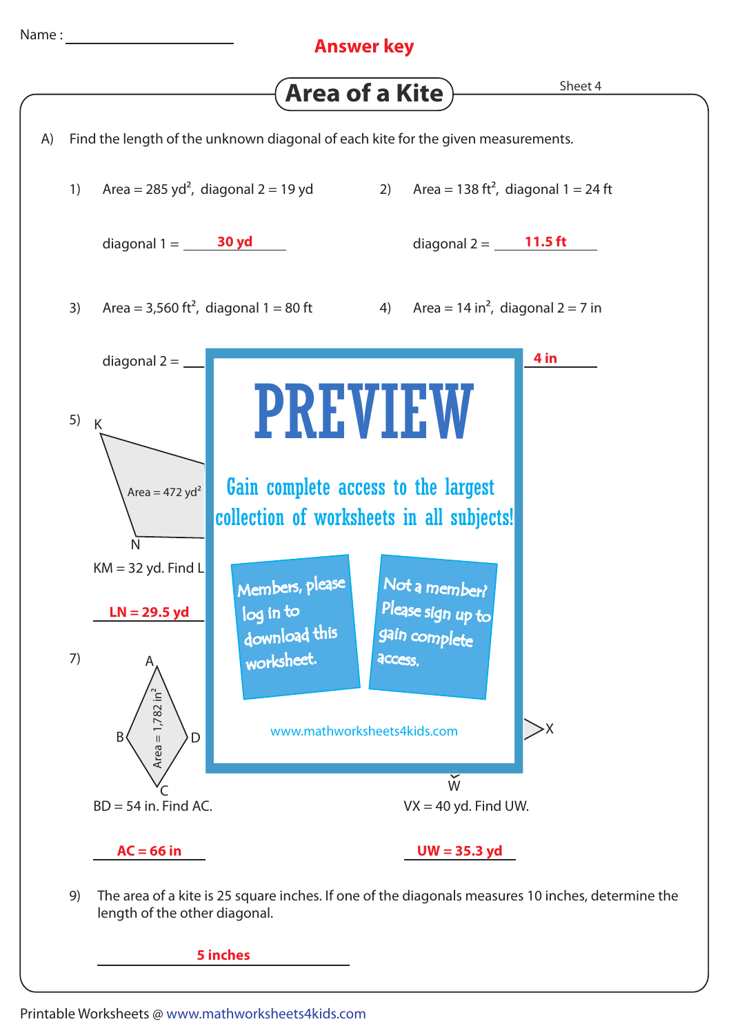Name :

**Answer key**

# Area of a Kite

Sheet 4

A) Find the length of the unknown diagonal of each kite for the given measurements.

1) Area = 285 $yd^2$, diagonal 2 = 19 yd

diagonal 1 = **30 yd**

2) Area = 138 $ft^2$, diagonal 1 = 24 ft

diagonal 2 = **11.5 ft**

3) Area = 3,560 $ft^2$, diagonal 1 = 80 ft

diagonal 2 =

4) Area = 14 $in^2$, diagonal 2 = 7 in

**4 in**

5)

K

Area = 472 $yd^2$

N

KM = 32 yd. Find L

**LN = 29.5 yd**

PREVIEW

Gain complete access to the largest collection of worksheets in all subjects!

Members, please log in to download this worksheet.

Not a member? Please sign up to gain complete access.

www.mathworksheets4kids.com

7)

A

B

Area = 1,782 $in^2$

D

C

BD = 54 in. Find AC.

**AC = 66 in**

X

W

VX = 40 yd. Find UW.

**UW = 35.3 yd**

9) The area of a kite is 25 square inches. If one of the diagonals measures 10 inches, determine the length of the other diagonal.

**5 inches**

Printable Worksheets @ www.mathworksheets4kids.com